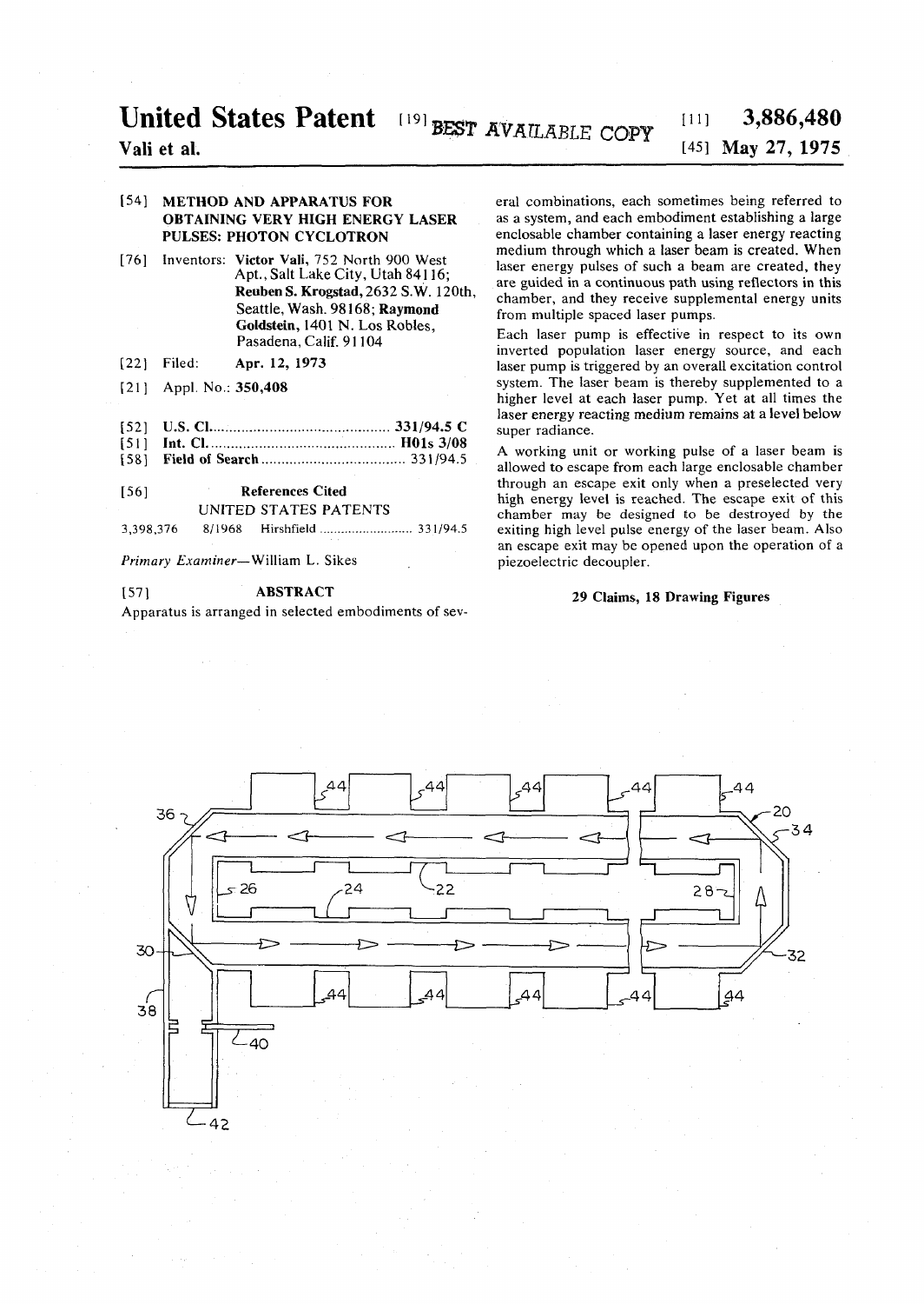# United States Patent [19] BEST AVAILABLE COPY

**Vali et al.**

[11] **3,886,480**

[45] **May 27, 1975**

[54] **METHOD AND APPARATUS FOR OBTAINING VERY HIGH ENERGY LASER PULSES: PHOTON CYCLOTRON**

[76] Inventors: **Victor Vali,** 752 North 900 West Apt., Salt Lake City, Utah 84116; **Reuben S. Krogstad,** 2632 S.W. 120th, Seattle, Wash. 98168; **Raymond Goldstein,** 1401 N. Los Robles, Pasadena, Calif. 91104

[22] Filed: **Apr. 12, 1973**

[21] Appl. No.: **350,408**

[52] U.S. Cl. .......... **331/94.5 C**

[51] Int. Cl. .......... **H01s 3/08**

[58] Field of Search .......... 331/94.5

[56] **References Cited**

UNITED STATES PATENTS

3,398,376 8/1968 Hirshfield .......... 331/94.5

*Primary Examiner*—William L. Sikes

[57] **ABSTRACT**

Apparatus is arranged in selected embodiments of several combinations, each sometimes being referred to as a system, and each embodiment establishing a large enclosable chamber containing a laser energy reacting medium through which a laser beam is created. When laser energy pulses of such a beam are created, they are guided in a continuous path using reflectors in this chamber, and they receive supplemental energy units from multiple spaced laser pumps.

Each laser pump is effective in respect to its own inverted population laser energy source, and each laser pump is triggered by an overall excitation control system. The laser beam is thereby supplemented to a higher level at each laser pump. Yet at all times the laser energy reacting medium remains at a level below super radiance.

A working unit or working pulse of a laser beam is allowed to escape from each large enclosable chamber through an escape exit only when a preselected very high energy level is reached. The escape exit of this chamber may be designed to be destroyed by the exiting high level pulse energy of the laser beam. Also an escape exit may be opened upon the operation of a piezoelectric decoupler.

**29 Claims, 18 Drawing Figures**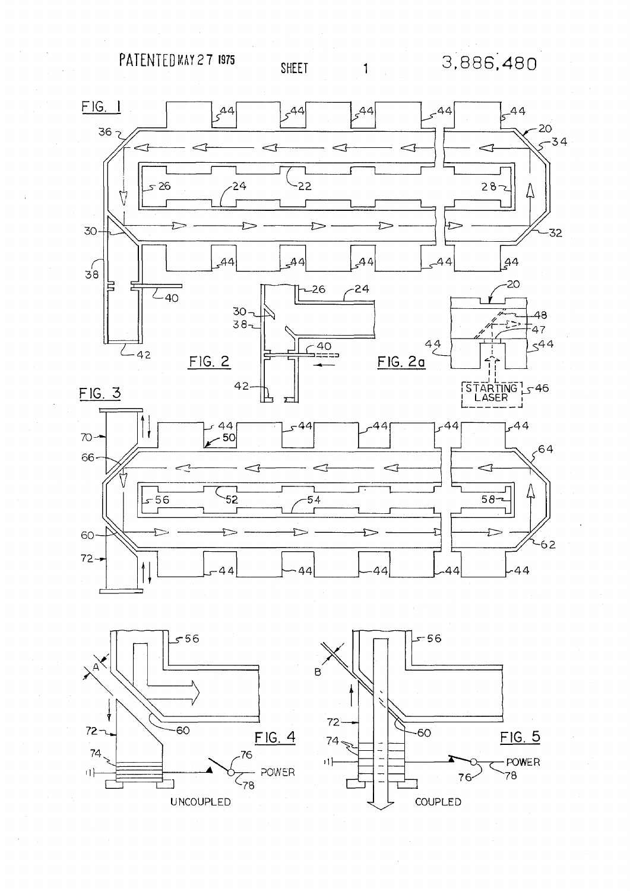FIG. 1

FIG. 2

FIG. 2a

FIG. 3

FIG. 4

UNCOUPLED

FIG. 5

COUPLED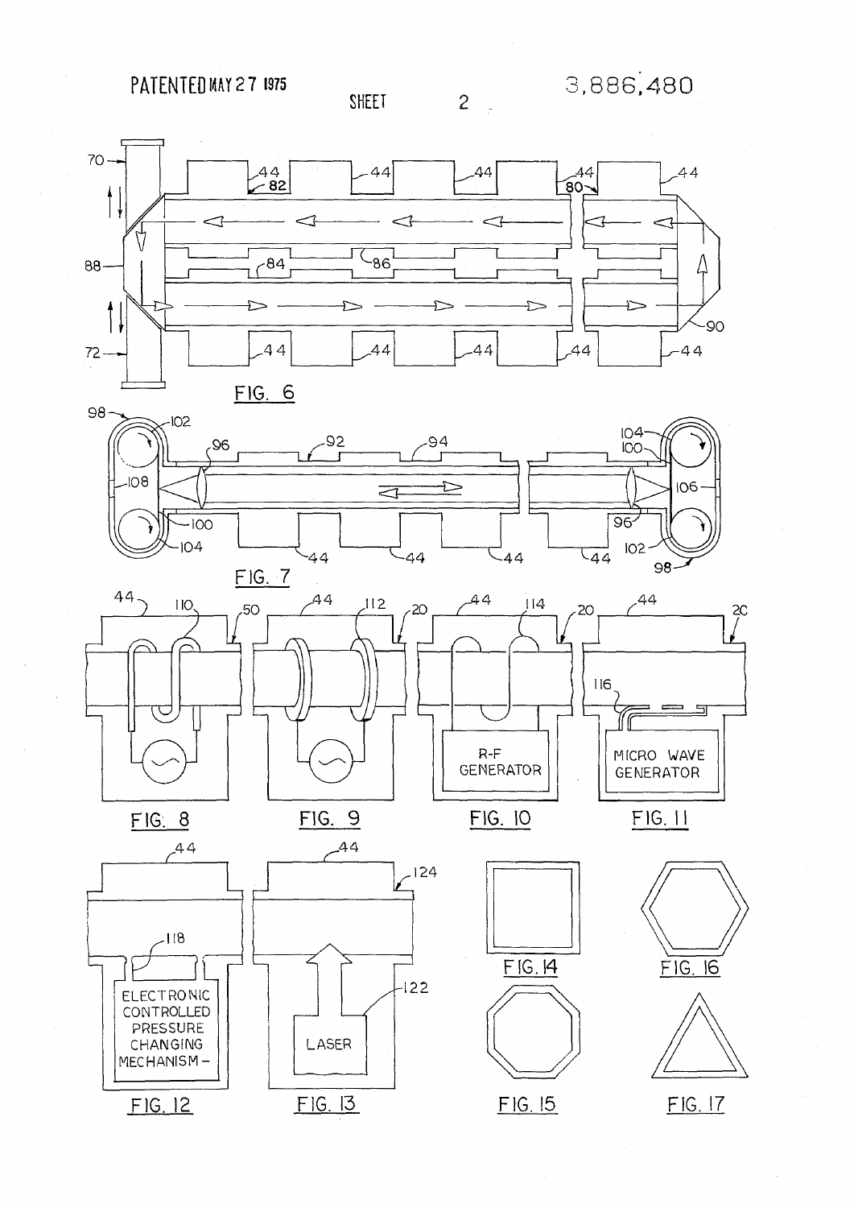FIG. 6

FIG. 7

FIG. 8

FIG. 9

FIG. 10

FIG. 11

FIG. 12

FIG. 13

FIG. 14

FIG. 15

FIG. 16

FIG. 17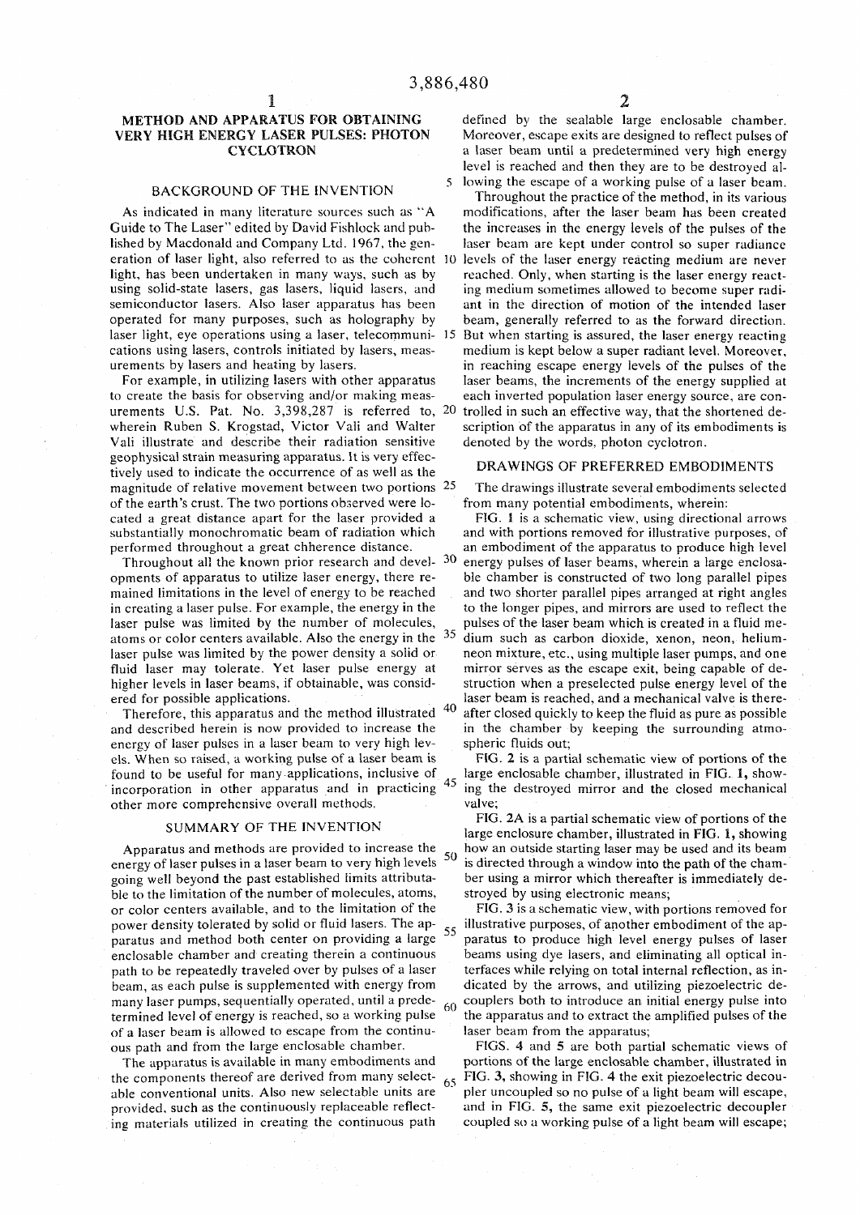# METHOD AND APPARATUS FOR OBTAINING VERY HIGH ENERGY LASER PULSES: PHOTON CYCLOTRON

## BACKGROUND OF THE INVENTION

As indicated in many literature sources such as "A Guide to The Laser" edited by David Fishlock and published by Macdonald and Company Ltd. 1967, the generation of laser light, also referred to as the coherent light, has been undertaken in many ways, such as by using solid-state lasers, gas lasers, liquid lasers, and semiconductor lasers. Also laser apparatus has been operated for many purposes, such as holography by laser light, eye operations using a laser, telecommunications using lasers, controls initiated by lasers, measurements by lasers and heating by lasers.

For example, in utilizing lasers with other apparatus to create the basis for observing and/or making measurements U.S. Pat. No. 3,398,287 is referred to, wherein Ruben S. Krogstad, Victor Vali and Walter Vali illustrate and describe their radiation sensitive geophysical strain measuring apparatus. It is very effectively used to indicate the occurrence of as well as the magnitude of relative movement between two portions of the earth's crust. The two portions observed were located a great distance apart for the laser provided a substantially monochromatic beam of radiation which performed throughout a great chherence distance.

Throughout all the known prior research and developments of apparatus to utilize laser energy, there remained limitations in the level of energy to be reached in creating a laser pulse. For example, the energy in the laser pulse was limited by the number of molecules, atoms or color centers available. Also the energy in the laser pulse was limited by the power density a solid or fluid laser may tolerate. Yet laser pulse energy at higher levels in laser beams, if obtainable, was considered for possible applications.

Therefore, this apparatus and the method illustrated and described herein is now provided to increase the energy of laser pulses in a laser beam to very high levels. When so raised, a working pulse of a laser beam is found to be useful for many applications, inclusive of incorporation in other apparatus and in practicing other more comprehensive overall methods.

## SUMMARY OF THE INVENTION

Apparatus and methods are provided to increase the energy of laser pulses in a laser beam to very high levels going well beyond the past established limits attributable to the limitation of the number of molecules, atoms, or color centers available, and to the limitation of the power density tolerated by solid or fluid lasers. The apparatus and method both center on providing a large enclosable chamber and creating therein a continuous path to be repeatedly traveled over by pulses of a laser beam, as each pulse is supplemented with energy from many laser pumps, sequentially operated, until a predetermined level of energy is reached, so a working pulse of a laser beam is allowed to escape from the continuous path and from the large enclosable chamber.

The apparatus is available in many embodiments and the components thereof are derived from many selectable conventional units. Also new selectable units are provided, such as the continuously replaceable reflecting materials utilized in creating the continuous path defined by the sealable large enclosable chamber. Moreover, escape exits are designed to reflect pulses of a laser beam until a predetermined very high energy level is reached and then they are to be destroyed allowing the escape of a working pulse of a laser beam.

Throughout the practice of the method, in its various modifications, after the laser beam has been created the increases in the energy levels of the pulses of the laser beam are kept under control so super radiance levels of the laser energy reacting medium are never reached. Only, when starting is the laser energy reacting medium sometimes allowed to become super radiant in the direction of motion of the intended laser beam, generally referred to as the forward direction. But when starting is assured, the laser energy reacting medium is kept below a super radiant level. Moreover, in reaching escape energy levels of the pulses of the laser beams, the increments of the energy supplied at each inverted population laser energy source, are controlled in such an effective way, that the shortened description of the apparatus in any of its embodiments is denoted by the words, photon cyclotron.

## DRAWINGS OF PREFERRED EMBODIMENTS

The drawings illustrate several embodiments selected from many potential embodiments, wherein:

FIG. 1 is a schematic view, using directional arrows and with portions removed for illustrative purposes, of an embodiment of the apparatus to produce high level energy pulses of laser beams, wherein a large enclosable chamber is constructed of two long parallel pipes and two shorter parallel pipes arranged at right angles to the longer pipes, and mirrors are used to reflect the pulses of the laser beam which is created in a fluid medium such as carbon dioxide, xenon, neon, helium-neon mixture, etc., using multiple laser pumps, and one mirror serves as the escape exit, being capable of destruction when a preselected pulse energy level of the laser beam is reached, and a mechanical valve is thereafter closed quickly to keep the fluid as pure as possible in the chamber by keeping the surrounding atmospheric fluids out;

FIG. 2 is a partial schematic view of portions of the large enclosable chamber, illustrated in FIG. 1, showing the destroyed mirror and the closed mechanical valve;

FIG. 2A is a partial schematic view of portions of the large enclosure chamber, illustrated in FIG. 1, showing how an outside starting laser may be used and its beam is directed through a window into the path of the chamber using a mirror which thereafter is immediately destroyed by using electronic means;

FIG. 3 is a schematic view, with portions removed for illustrative purposes, of another embodiment of the apparatus to produce high level energy pulses of laser beams using dye lasers, and eliminating all optical interfaces while relying on total internal reflection, as indicated by the arrows, and utilizing piezoelectric decouplers both to introduce an initial energy pulse into the apparatus and to extract the amplified pulses of the laser beam from the apparatus;

FIGS. 4 and 5 are both partial schematic views of portions of the large enclosable chamber, illustrated in FIG. 3, showing in FIG. 4 the exit piezoelectric decoupler uncoupled so no pulse of a light beam will escape, and in FIG. 5, the same exit piezoelectric decoupler coupled so a working pulse of a light beam will escape;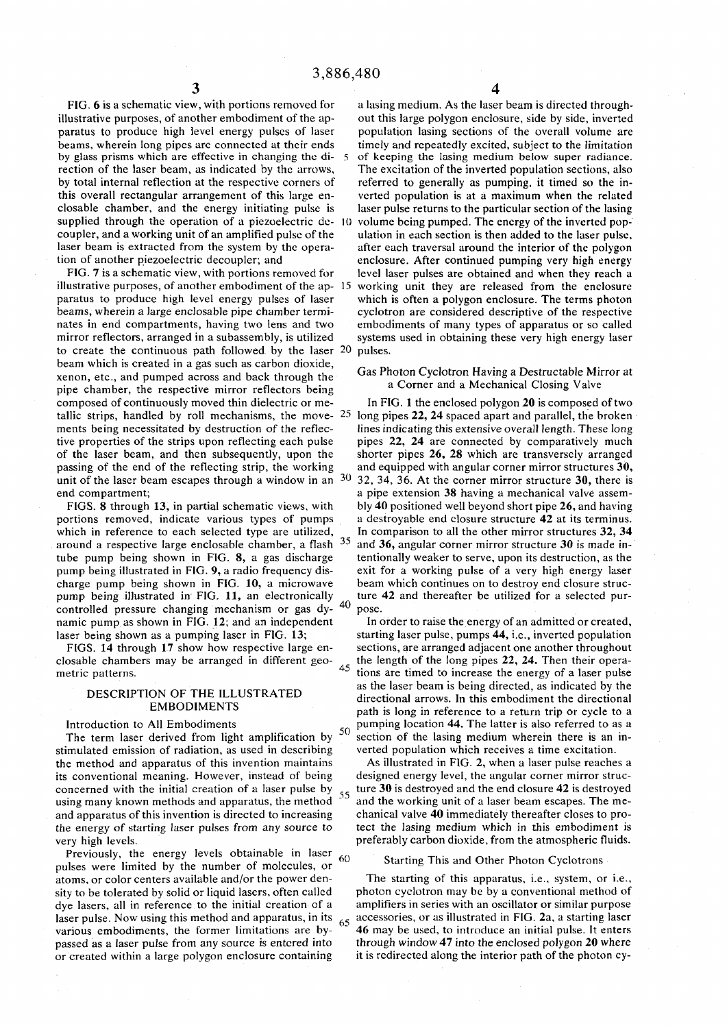FIG. 6 is a schematic view, with portions removed for illustrative purposes, of another embodiment of the apparatus to produce high level energy pulses of laser beams, wherein long pipes are connected at their ends by glass prisms which are effective in changing the direction of the laser beam, as indicated by the arrows, by total internal reflection at the respective corners of this overall rectangular arrangement of this large enclosable chamber, and the energy initiating pulse is supplied through the operation of a piezoelectric decoupler, and a working unit of an amplified pulse of the laser beam is extracted from the system by the operation of another piezoelectric decoupler; and

FIG. 7 is a schematic view, with portions removed for illustrative purposes, of another embodiment of the apparatus to produce high level energy pulses of laser beams, wherein a large enclosable pipe chamber terminates in end compartments, having two lens and two mirror reflectors, arranged in a subassembly, is utilized to create the continuous path followed by the laser beam which is created in a gas such as carbon dioxide, xenon, etc., and pumped across and back through the pipe chamber, the respective mirror reflectors being composed of continuously moved thin dielectric or metallic strips, handled by roll mechanisms, the movements being necessitated by destruction of the reflective properties of the strips upon reflecting each pulse of the laser beam, and then subsequently, upon the passing of the end of the reflecting strip, the working unit of the laser beam escapes through a window in an end compartment;

FIGS. 8 through 13, in partial schematic views, with portions removed, indicate various types of pumps which in reference to each selected type are utilized, around a respective large enclosable chamber, a flash tube pump being shown in FIG. 8, a gas discharge pump being illustrated in FIG. 9, a radio frequency discharge pump being shown in FIG. 10, a microwave pump being illustrated in FIG. 11, an electronically controlled pressure changing mechanism or gas dynamic pump as shown in FIG. 12; and an independent laser being shown as a pumping laser in FIG. 13;

FIGS. 14 through 17 show how respective large enclosable chambers may be arranged in different geometric patterns.

## DESCRIPTION OF THE ILLUSTRATED EMBODIMENTS

### Introduction to All Embodiments

The term laser derived from light amplification by stimulated emission of radiation, as used in describing the method and apparatus of this invention maintains its conventional meaning. However, instead of being concerned with the initial creation of a laser pulse by using many known methods and apparatus, the method and apparatus of this invention is directed to increasing the energy of starting laser pulses from any source to very high levels.

Previously, the energy levels obtainable in laser pulses were limited by the number of molecules, or atoms, or color centers available and/or the power density to be tolerated by solid or liquid lasers, often called dye lasers, all in reference to the initial creation of a laser pulse. Now using this method and apparatus, in its various embodiments, the former limitations are bypassed as a laser pulse from any source is entered into or created within a large polygon enclosure containing a lasing medium. As the laser beam is directed throughout this large polygon enclosure, side by side, inverted population lasing sections of the overall volume are timely and repeatedly excited, subject to the limitation of keeping the lasing medium below super radiance. The excitation of the inverted population sections, also referred to generally as pumping, it timed so the inverted population is at a maximum when the related laser pulse returns to the particular section of the lasing volume being pumped. The energy of the inverted population in each section is then added to the laser pulse, after each traversal around the interior of the polygon enclosure. After continued pumping very high energy level laser pulses are obtained and when they reach a working unit they are released from the enclosure which is often a polygon enclosure. The terms photon cyclotron are considered descriptive of the respective embodiments of many types of apparatus or so called systems used in obtaining these very high energy laser pulses.

### Gas Photon Cyclotron Having a Destructable Mirror at a Corner and a Mechanical Closing Valve

In FIG. 1 the enclosed polygon **20** is composed of two long pipes **22, 24** spaced apart and parallel, the broken lines indicating this extensive overall length. These long pipes **22, 24** are connected by comparatively much shorter pipes **26, 28** which are transversely arranged and equipped with angular corner mirror structures **30, 32, 34, 36**. At the corner mirror structure **30**, there is a pipe extension **38** having a mechanical valve assembly **40** positioned well beyond short pipe **26**, and having a destroyable end closure structure **42** at its terminus. In comparison to all the other mirror structures **32, 34** and **36**, angular corner mirror structure **30** is made intentionally weaker to serve, upon its destruction, as the exit for a working pulse of a very high energy laser beam which continues on to destroy end closure structure **42** and thereafter be utilized for a selected purpose.

In order to raise the energy of an admitted or created, starting laser pulse, pumps **44**, i.e., inverted population sections, are arranged adjacent one another throughout the length of the long pipes **22, 24**. Then their operations are timed to increase the energy of a laser pulse as the laser beam is being directed, as indicated by the directional arrows. In this embodiment the directional path is long in reference to a return trip or cycle to a pumping location **44**. The latter is also referred to as a section of the lasing medium wherein there is an inverted population which receives a time excitation.

As illustrated in FIG. 2, when a laser pulse reaches a designed energy level, the angular corner mirror structure **30** is destroyed and the end closure **42** is destroyed and the working unit of a laser beam escapes. The mechanical valve **40** immediately thereafter closes to protect the lasing medium which in this embodiment is preferably carbon dioxide, from the atmospheric fluids.

### Starting This and Other Photon Cyclotrons

The starting of this apparatus, i.e., system, or i.e., photon cyclotron may be by a conventional method of amplifiers in series with an oscillator or similar purpose accessories, or as illustrated in FIG. 2a, a starting laser **46** may be used, to introduce an initial pulse. It enters through window **47** into the enclosed polygon **20** where it is redirected along the interior path of the photon cy-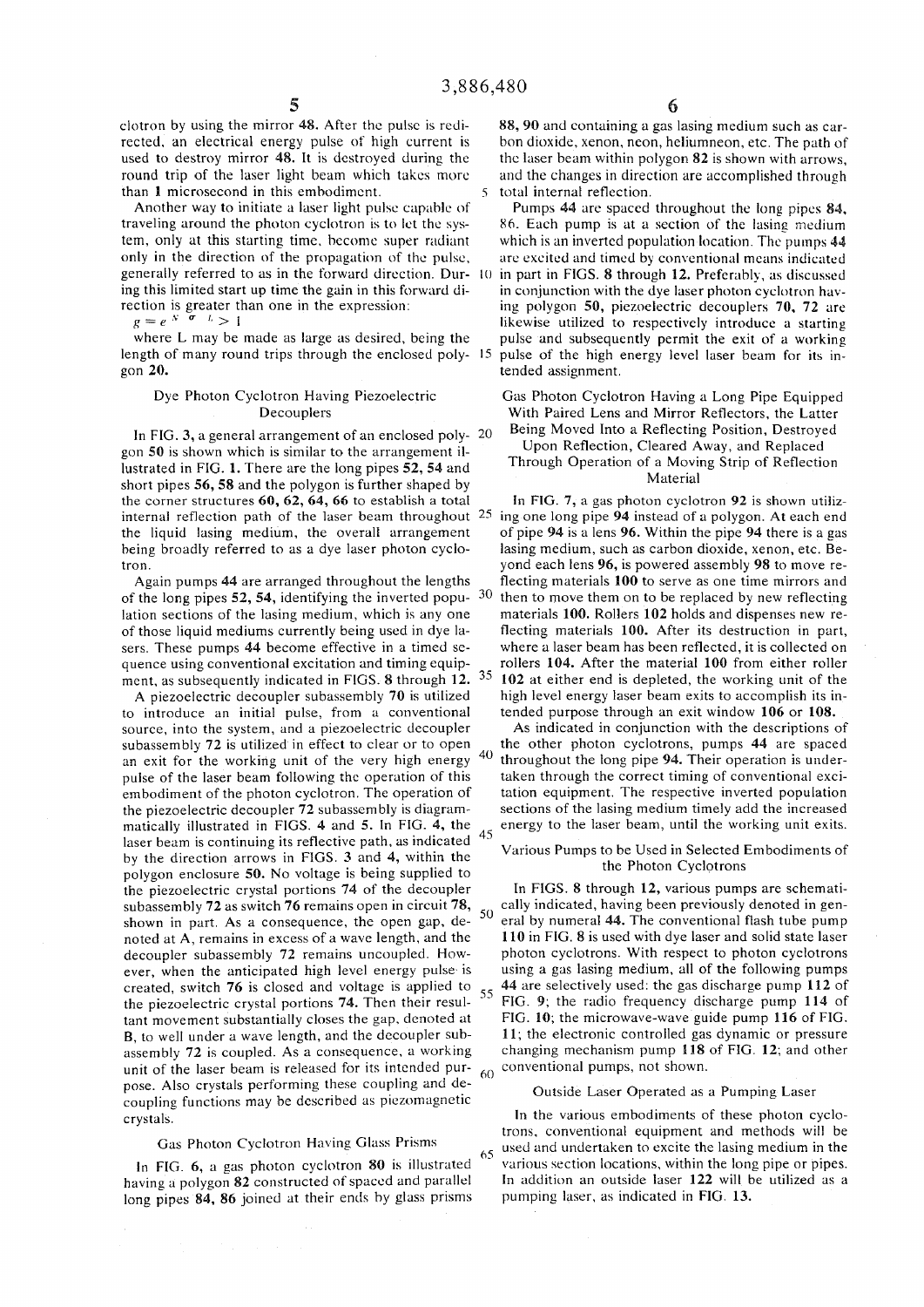clotron by using the mirror **48**. After the pulse is redirected, an electrical energy pulse of high current is used to destroy mirror **48**. It is destroyed during the round trip of the laser light beam which takes more than 1 microsecond in this embodiment.

Another way to initiate a laser light pulse capable of traveling around the photon cyclotron is to let the system, only at this starting time, become super radiant only in the direction of the propagation of the pulse, generally referred to as in the forward direction. During this limited start up time the gain in this forward direction is greater than one in the expression:

$$g = e^{N \sigma L} > 1$$

where L may be made as large as desired, being the length of many round trips through the enclosed polygon **20**.

### Dye Photon Cyclotron Having Piezoelectric Decouplers

In FIG. **3**, a general arrangement of an enclosed polygon **50** is shown which is similar to the arrangement illustrated in FIG. **1**. There are the long pipes **52, 54** and short pipes **56, 58** and the polygon is further shaped by the corner structures **60, 62, 64, 66** to establish a total internal reflection path of the laser beam throughout the liquid lasing medium, the overall arrangement being broadly referred to as a dye laser photon cyclotron.

Again pumps **44** are arranged throughout the lengths of the long pipes **52, 54**, identifying the inverted population sections of the lasing medium, which is any one of those liquid mediums currently being used in dye lasers. These pumps **44** become effective in a timed sequence using conventional excitation and timing equipment, as subsequently indicated in FIGS. **8** through **12**.

A piezoelectric decoupler subassembly **70** is utilized to introduce an initial pulse, from a conventional source, into the system, and a piezoelectric decoupler subassembly **72** is utilized in effect to clear or to open an exit for the working unit of the very high energy pulse of the laser beam following the operation of this embodiment of the photon cyclotron. The operation of the piezoelectric decoupler **72** subassembly is diagrammatically illustrated in FIGS. **4** and **5**. In FIG. **4**, the laser beam is continuing its reflective path, as indicated by the direction arrows in FIGS. **3** and **4**, within the polygon enclosure **50**. No voltage is being supplied to the piezoelectric crystal portions **74** of the decoupler subassembly **72** as switch **76** remains open in circuit **78**, shown in part. As a consequence, the open gap, denoted at A, remains in excess of a wave length, and the decoupler subassembly **72** remains uncoupled. However, when the anticipated high level energy pulse is created, switch **76** is closed and voltage is applied to the piezoelectric crystal portions **74**. Then their resultant movement substantially closes the gap, denoted at B, to well under a wave length, and the decoupler subassembly **72** is coupled. As a consequence, a working unit of the laser beam is released for its intended purpose. Also crystals performing these coupling and decoupling functions may be described as piezomagnetic crystals.

### Gas Photon Cyclotron Having Glass Prisms

In FIG. **6**, a gas photon cyclotron **80** is illustrated having a polygon **82** constructed of spaced and parallel long pipes **84, 86** joined at their ends by glass prisms **88, 90** and containing a gas lasing medium such as carbon dioxide, xenon, neon, heliumneon, etc. The path of the laser beam within polygon **82** is shown with arrows, and the changes in direction are accomplished through total internal reflection.

Pumps **44** are spaced throughout the long pipes **84, 86**. Each pump is at a section of the lasing medium which is an inverted population location. The pumps **44** are excited and timed by conventional means indicated in part in FIGS. **8** through **12**. Preferably, as discussed in conjunction with the dye laser photon cyclotron having polygon **50**, piezoelectric decouplers **70, 72** are likewise utilized to respectively introduce a starting pulse and subsequently permit the exit of a working pulse of the high energy level laser beam for its intended assignment.

### Gas Photon Cyclotron Having a Long Pipe Equipped With Paired Lens and Mirror Reflectors, the Latter Being Moved Into a Reflecting Position, Destroyed Upon Reflection, Cleared Away, and Replaced Through Operation of a Moving Strip of Reflection Material

In FIG. **7**, a gas photon cyclotron **92** is shown utilizing one long pipe **94** instead of a polygon. At each end of pipe **94** is a lens **96**. Within the pipe **94** there is a gas lasing medium, such as carbon dioxide, xenon, etc. Beyond each lens **96**, is powered assembly **98** to move reflecting materials **100** to serve as one time mirrors and then to move them on to be replaced by new reflecting materials **100**. Rollers **102** holds and dispenses new reflecting materials **100**. After its destruction in part, where a laser beam has been reflected, it is collected on rollers **104**. After the material **100** from either roller **102** at either end is depleted, the working unit of the high level energy laser beam exits to accomplish its intended purpose through an exit window **106** or **108**.

As indicated in conjunction with the descriptions of the other photon cyclotrons, pumps **44** are spaced throughout the long pipe **94**. Their operation is undertaken through the correct timing of conventional excitation equipment. The respective inverted population sections of the lasing medium timely add the increased energy to the laser beam, until the working unit exits.

### Various Pumps to be Used in Selected Embodiments of the Photon Cyclotrons

In FIGS. **8** through **12**, various pumps are schematically indicated, having been previously denoted in general by numeral **44**. The conventional flash tube pump **110** in FIG. **8** is used with dye laser and solid state laser photon cyclotrons. With respect to photon cyclotrons using a gas lasing medium, all of the following pumps **44** are selectively used: the gas discharge pump **112** of FIG. **9**; the radio frequency discharge pump **114** of FIG. **10**; the microwave-wave guide pump **116** of FIG. **11**; the electronic controlled gas dynamic or pressure changing mechanism pump **118** of FIG. **12**; and other conventional pumps, not shown.

### Outside Laser Operated as a Pumping Laser

In the various embodiments of these photon cyclotrons, conventional equipment and methods will be used and undertaken to excite the lasing medium in the various section locations, within the long pipe or pipes. In addition an outside laser **122** will be utilized as a pumping laser, as indicated in FIG. **13**.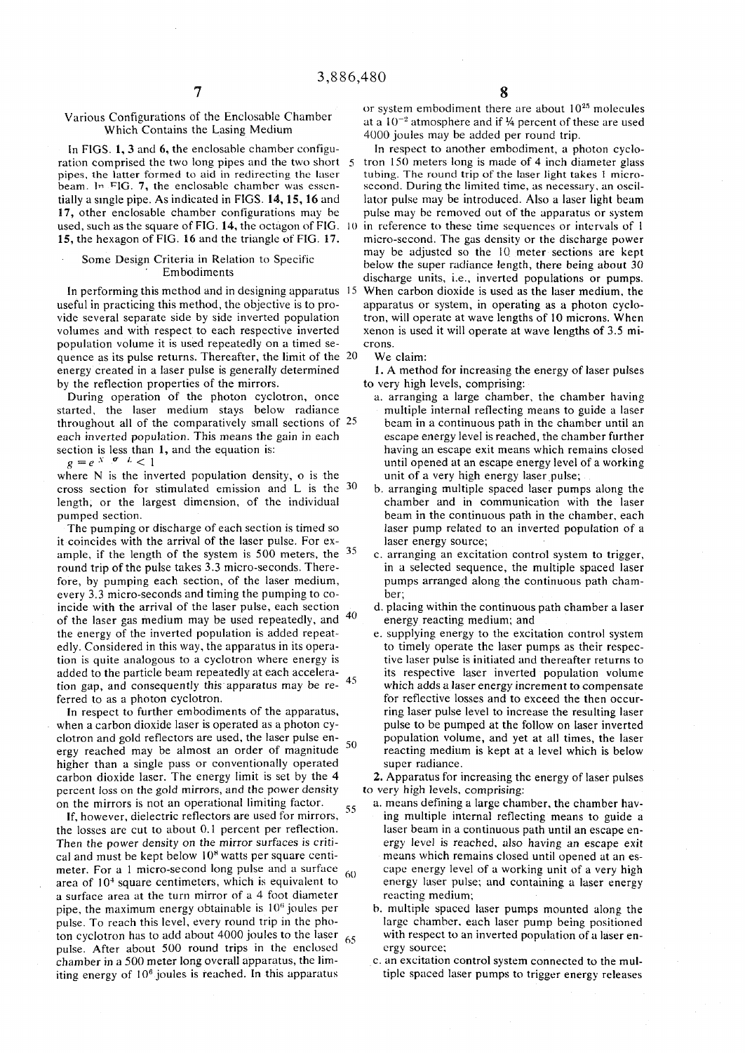### Various Configurations of the Enclosable Chamber Which Contains the Lasing Medium

In FIGS. 1, 3 and 6, the enclosable chamber configuration comprised the two long pipes and the two short pipes, the latter formed to aid in redirecting the laser beam. In FIG. 7, the enclosable chamber was essentially a single pipe. As indicated in FIGS. 14, 15, 16 and 17, other enclosable chamber configurations may be used, such as the square of FIG. 14, the octagon of FIG. 15, the hexagon of FIG. 16 and the triangle of FIG. 17.

### Some Design Criteria in Relation to Specific Embodiments

In performing this method and in designing apparatus useful in practicing this method, the objective is to provide several separate side by side inverted population volumes and with respect to each respective inverted population volume it is used repeatedly on a timed sequence as its pulse returns. Thereafter, the limit of the energy created in a laser pulse is generally determined by the reflection properties of the mirrors.

During operation of the photon cyclotron, once started, the laser medium stays below radiance throughout all of the comparatively small sections of each inverted population. This means the gain in each section is less than 1, and the equation is:

$$g = e^{N \sigma L} < 1$$

where N is the inverted population density, o is the cross section for stimulated emission and L is the length, or the largest dimension, of the individual pumped section.

The pumping or discharge of each section is timed so it coincides with the arrival of the laser pulse. For example, if the length of the system is 500 meters, the round trip of the pulse takes 3.3 micro-seconds. Therefore, by pumping each section, of the laser medium, every 3.3 micro-seconds and timing the pumping to coincide with the arrival of the laser pulse, each section of the laser gas medium may be used repeatedly, and the energy of the inverted population is added repeatedly. Considered in this way, the apparatus in its operation is quite analogous to a cyclotron where energy is added to the particle beam repeatedly at each acceleration gap, and consequently this apparatus may be referred to as a photon cyclotron.

In respect to further embodiments of the apparatus, when a carbon dioxide laser is operated as a photon cyclotron and gold reflectors are used, the laser pulse energy reached may be almost an order of magnitude higher than a single pass or conventionally operated carbon dioxide laser. The energy limit is set by the 4 percent loss on the gold mirrors, and the power density on the mirrors is not an operational limiting factor.

If, however, dielectric reflectors are used for mirrors, the losses are cut to about 0.1 percent per reflection. Then the power density on the mirror surfaces is critical and must be kept below $10^8$ watts per square centimeter. For a 1 micro-second long pulse and a surface area of $10^4$ square centimeters, which is equivalent to a surface area at the turn mirror of a 4 foot diameter pipe, the maximum energy obtainable is $10^6$ joules per pulse. To reach this level, every round trip in the photon cyclotron has to add about 4000 joules to the laser pulse. After about 500 round trips in the enclosed chamber in a 500 meter long overall apparatus, the limiting energy of $10^6$ joules is reached. In this apparatus or system embodiment there are about $10^{25}$ molecules at a $10^{-2}$ atmosphere and if ¼ percent of these are used 4000 joules may be added per round trip.

In respect to another embodiment, a photon cyclotron 150 meters long is made of 4 inch diameter glass tubing. The round trip of the laser light takes 1 microsecond. During the limited time, as necessary, an oscillator pulse may be introduced. Also a laser light beam pulse may be removed out of the apparatus or system in reference to these time sequences or intervals of 1 micro-second. The gas density or the discharge power may be adjusted so the 10 meter sections are kept below the super radiance length, there being about 30 discharge units, i.e., inverted populations or pumps. When carbon dioxide is used as the laser medium, the apparatus or system, in operating as a photon cyclotron, will operate at wave lengths of 10 microns. When xenon is used it will operate at wave lengths of 3.5 microns.

We claim:

1. A method for increasing the energy of laser pulses to very high levels, comprising:
   a. arranging a large chamber, the chamber having multiple internal reflecting means to guide a laser beam in a continuous path in the chamber until an escape energy level is reached, the chamber further having an escape exit means which remains closed until opened at an escape energy level of a working unit of a very high energy laser pulse;
   b. arranging multiple spaced laser pumps along the chamber and in communication with the laser beam in the continuous path in the chamber, each laser pump related to an inverted population of a laser energy source;
   c. arranging an excitation control system to trigger, in a selected sequence, the multiple spaced laser pumps arranged along the continuous path chamber;
   d. placing within the continuous path chamber a laser energy reacting medium; and
   e. supplying energy to the excitation control system to timely operate the laser pumps as their respective laser pulse is initiated and thereafter returns to its respective laser inverted population volume which adds a laser energy increment to compensate for reflective losses and to exceed the then occurring laser pulse level to increase the resulting laser pulse to be pumped at the follow on laser inverted population volume, and yet at all times, the laser reacting medium is kept at a level which is below super radiance.

2. Apparatus for increasing the energy of laser pulses to very high levels, comprising:
   a. means defining a large chamber, the chamber having multiple internal reflecting means to guide a laser beam in a continuous path until an escape energy level is reached, also having an escape exit means which remains closed until opened at an escape energy level of a working unit of a very high energy laser pulse; and containing a laser energy reacting medium;
   b. multiple spaced laser pumps mounted along the large chamber, each laser pump being positioned with respect to an inverted population of a laser energy source;
   c. an excitation control system connected to the multiple spaced laser pumps to trigger energy releases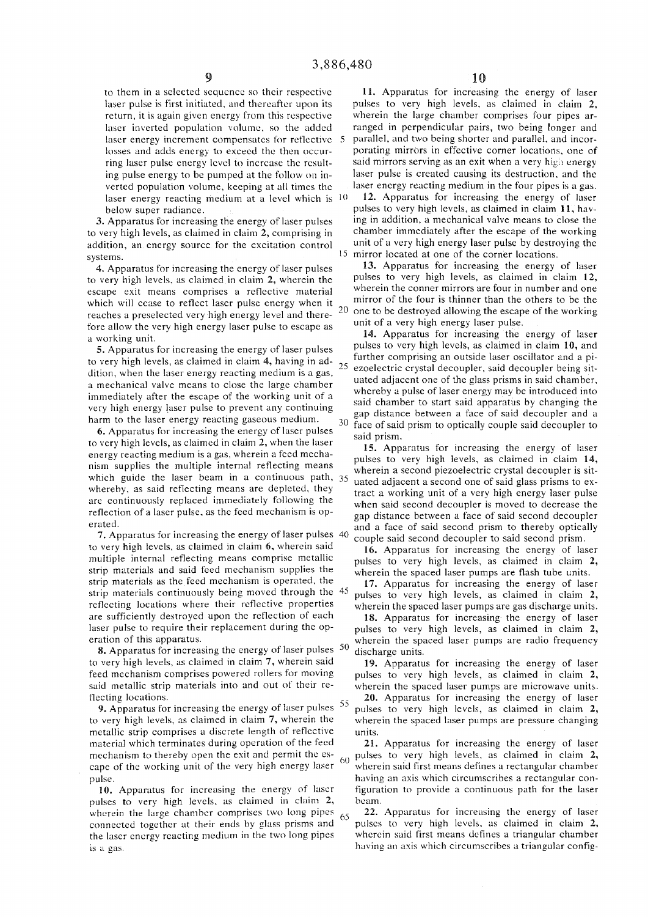to them in a selected sequence so their respective laser pulse is first initiated, and thereafter upon its return, it is again given energy from this respective laser inverted population volume, so the added laser energy increment compensates for reflective losses and adds energy to exceed the then occurring laser pulse energy level to increase the resulting pulse energy to be pumped at the follow on inverted population volume, keeping at all times the laser energy reacting medium at a level which is below super radiance.

3. Apparatus for increasing the energy of laser pulses to very high levels, as claimed in claim 2, comprising in addition, an energy source for the excitation control systems.

4. Apparatus for increasing the energy of laser pulses to very high levels, as claimed in claim 2, wherein the escape exit means comprises a reflective material which will cease to reflect laser pulse energy when it reaches a preselected very high energy level and therefore allow the very high energy laser pulse to escape as a working unit.

5. Apparatus for increasing the energy of laser pulses to very high levels, as claimed in claim 4, having in addition, when the laser energy reacting medium is a gas, a mechanical valve means to close the large chamber immediately after the escape of the working unit of a very high energy laser pulse to prevent any continuing harm to the laser energy reacting gaseous medium.

6. Apparatus for increasing the energy of laser pulses to very high levels, as claimed in claim 2, when the laser energy reacting medium is a gas, wherein a feed mechanism supplies the multiple internal reflecting means which guide the laser beam in a continuous path, whereby, as said reflecting means are depleted, they are continuously replaced immediately following the reflection of a laser pulse, as the feed mechanism is operated.

7. Apparatus for increasing the energy of laser pulses to very high levels, as claimed in claim 6, wherein said multiple internal reflecting means comprise metallic strip materials and said feed mechanism supplies the strip materials as the feed mechanism is operated, the strip materials continuously being moved through the reflecting locations where their reflective properties are sufficiently destroyed upon the reflection of each laser pulse to require their replacement during the operation of this apparatus.

8. Apparatus for increasing the energy of laser pulses to very high levels, as claimed in claim 7, wherein said feed mechanism comprises powered rollers for moving said metallic strip materials into and out of their reflecting locations.

9. Apparatus for increasing the energy of laser pulses to very high levels, as claimed in claim 7, wherein the metallic strip comprises a discrete length of reflective material which terminates during operation of the feed mechanism to thereby open the exit and permit the escape of the working unit of the very high energy laser pulse.

10. Apparatus for increasing the energy of laser pulses to very high levels, as claimed in claim 2, wherein the large chamber comprises two long pipes connected together at their ends by glass prisms and the laser energy reacting medium in the two long pipes is a gas.

11. Apparatus for increasing the energy of laser pulses to very high levels, as claimed in claim 2, wherein the large chamber comprises four pipes arranged in perpendicular pairs, two being longer and parallel, and two being shorter and parallel, and incorporating mirrors in effective corner locations, one of said mirrors serving as an exit when a very high energy laser pulse is created causing its destruction, and the laser energy reacting medium in the four pipes is a gas.

12. Apparatus for increasing the energy of laser pulses to very high levels, as claimed in claim 11, having in addition, a mechanical valve means to close the chamber immediately after the escape of the working unit of a very high energy laser pulse by destroying the mirror located at one of the corner locations.

13. Apparatus for increasing the energy of laser pulses to very high levels, as claimed in claim 12, wherein the conner mirrors are four in number and one mirror of the four is thinner than the others to be the one to be destroyed allowing the escape of the working unit of a very high energy laser pulse.

14. Apparatus for increasing the energy of laser pulses to very high levels, as claimed in claim 10, and further comprising an outside laser oscillator and a piezoelectric crystal decoupler, said decoupler being situated adjacent one of the glass prisms in said chamber, whereby a pulse of laser energy may be introduced into said chamber to start said apparatus by changing the gap distance between a face of said decoupler and a face of said prism to optically couple said decoupler to said prism.

15. Apparatus for increasing the energy of laser pulses to very high levels, as claimed in claim 14, wherein a second piezoelectric crystal decoupler is situated adjacent a second one of said glass prisms to extract a working unit of a very high energy laser pulse when said second decoupler is moved to decrease the gap distance between a face of said second decoupler and a face of said second prism to thereby optically couple said second decoupler to said second prism.

16. Apparatus for increasing the energy of laser pulses to very high levels, as claimed in claim 2, wherein the spaced laser pumps are flash tube units.

17. Apparatus for increasing the energy of laser pulses to very high levels, as claimed in claim 2, wherein the spaced laser pumps are gas discharge units.

18. Apparatus for increasing the energy of laser pulses to very high levels, as claimed in claim 2, wherein the spaced laser pumps are radio frequency discharge units.

19. Apparatus for increasing the energy of laser pulses to very high levels, as claimed in claim 2, wherein the spaced laser pumps are microwave units.

20. Apparatus for increasing the energy of laser pulses to very high levels, as claimed in claim 2, wherein the spaced laser pumps are pressure changing units.

21. Apparatus for increasing the energy of laser pulses to very high levels, as claimed in claim 2, wherein said first means defines a rectangular chamber having an axis which circumscribes a rectangular configuration to provide a continuous path for the laser beam.

22. Apparatus for increasing the energy of laser pulses to very high levels, as claimed in claim 2, wherein said first means defines a triangular chamber having an axis which circumscribes a triangular config-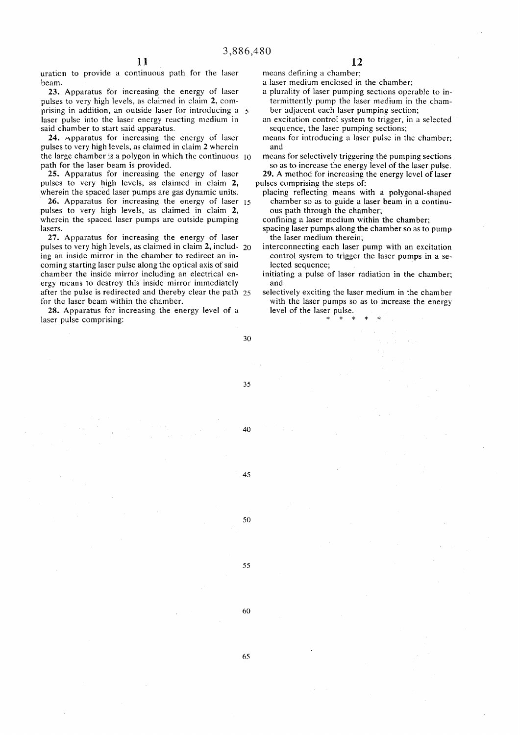uration to provide a continuous path for the laser beam.

**23.** Apparatus for increasing the energy of laser pulses to very high levels, as claimed in claim **2**, comprising in addition, an outside laser for introducing a laser pulse into the laser energy reacting medium in said chamber to start said apparatus.

**24.** Apparatus for increasing the energy of laser pulses to very high levels, as claimed in claim **2** wherein the large chamber is a polygon in which the continuous path for the laser beam is provided.

**25.** Apparatus for increasing the energy of laser pulses to very high levels, as claimed in claim **2**, wherein the spaced laser pumps are gas dynamic units.

**26.** Apparatus for increasing the energy of laser pulses to very high levels, as claimed in claim **2**, wherein the spaced laser pumps are outside pumping lasers.

**27.** Apparatus for increasing the energy of laser pulses to very high levels, as claimed in claim **2**, including an inside mirror in the chamber to redirect an incoming starting laser pulse along the optical axis of said chamber the inside mirror including an electrical energy means to destroy this inside mirror immediately after the pulse is redirected and thereby clear the path for the laser beam within the chamber.

**28.** Apparatus for increasing the energy level of a laser pulse comprising:

means defining a chamber;

a laser medium enclosed in the chamber;

a plurality of laser pumping sections operable to intermittently pump the laser medium in the chamber adjacent each laser pumping section;

an excitation control system to trigger, in a selected sequence, the laser pumping sections;

means for introducing a laser pulse in the chamber; and

means for selectively triggering the pumping sections so as to increase the energy level of the laser pulse.

**29.** A method for increasing the energy level of laser pulses comprising the steps of:

placing reflecting means with a polygonal-shaped chamber so as to guide a laser beam in a continuous path through the chamber;

confining a laser medium within the chamber;

spacing laser pumps along the chamber so as to pump the laser medium therein;

interconnecting each laser pump with an excitation control system to trigger the laser pumps in a selected sequence;

initiating a pulse of laser radiation in the chamber; and

selectively exciting the laser medium in the chamber with the laser pumps so as to increase the energy level of the laser pulse.

\* \* \* \* \*